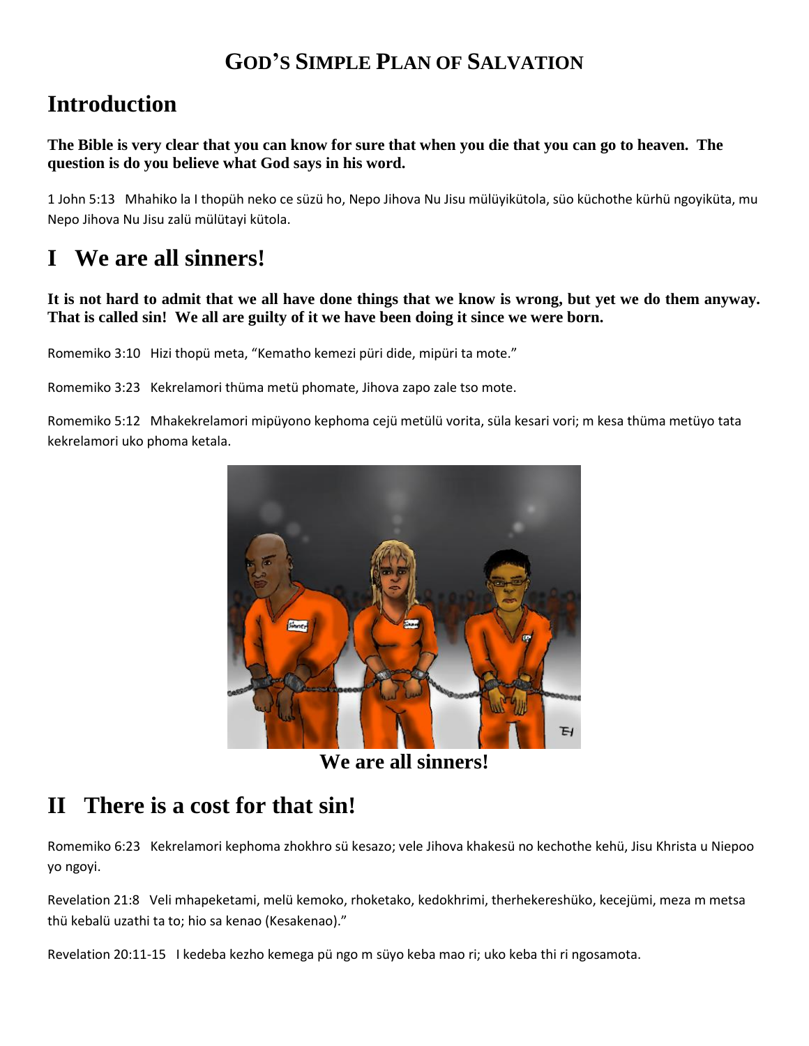# GOD'S SIMPLE PLAN OF SALVATION

## Introduction

**The Bible is very clear that you can know for sure that when you die that you can go to heaven. The question is do you believe what God says in his word.**

1 John 5:13 Mhahiko la I thopüh neko ce süzü ho, Nepo Jihova Nu Jisu mülüyikütola, süo küchothe kürhü ngoyiküta, mu Nepo Jihova Nu Jisu zalü mülütayi kütola.

## I We are all sinners!

**It is not hard to admit that we all have done things that we know is wrong, but yet we do them anyway. That is called sin! We all are guilty of it we have been doing it since we were born.**

Romemiko 3:10 Hizi thopü meta, "Kematho kemezi püri dide, mipüri ta mote."

Romemiko 3:23 Kekrelamori thüma metü phomate, Jihova zapo zale tso mote.

Romemiko 5:12 Mhakekrelamori mipüyono kephoma cejü metülü vorita, süla kesari vori; m kesa thüma metüyo tata kekrelamori uko phoma ketala.

**We are all sinners!**

## II There is a cost for that sin!

Romemiko 6:23 Kekrelamori kephoma zhokhro sü kesazo; vele Jihova khakesü no kechothe kehü, Jisu Khrista u Niepoo yo ngoyi.

Revelation 21:8 Veli mhapeketami, melü kemoko, rhoketako, kedokhrimi, therhekereshüko, kecejümi, meza m metsa thü kebalü uzathi ta to; hio sa kenao (Kesakenao)."

Revelation 20:11-15 I kedeba kezho kemega pü ngo m süyo keba mao ri; uko keba thi ri ngosamota.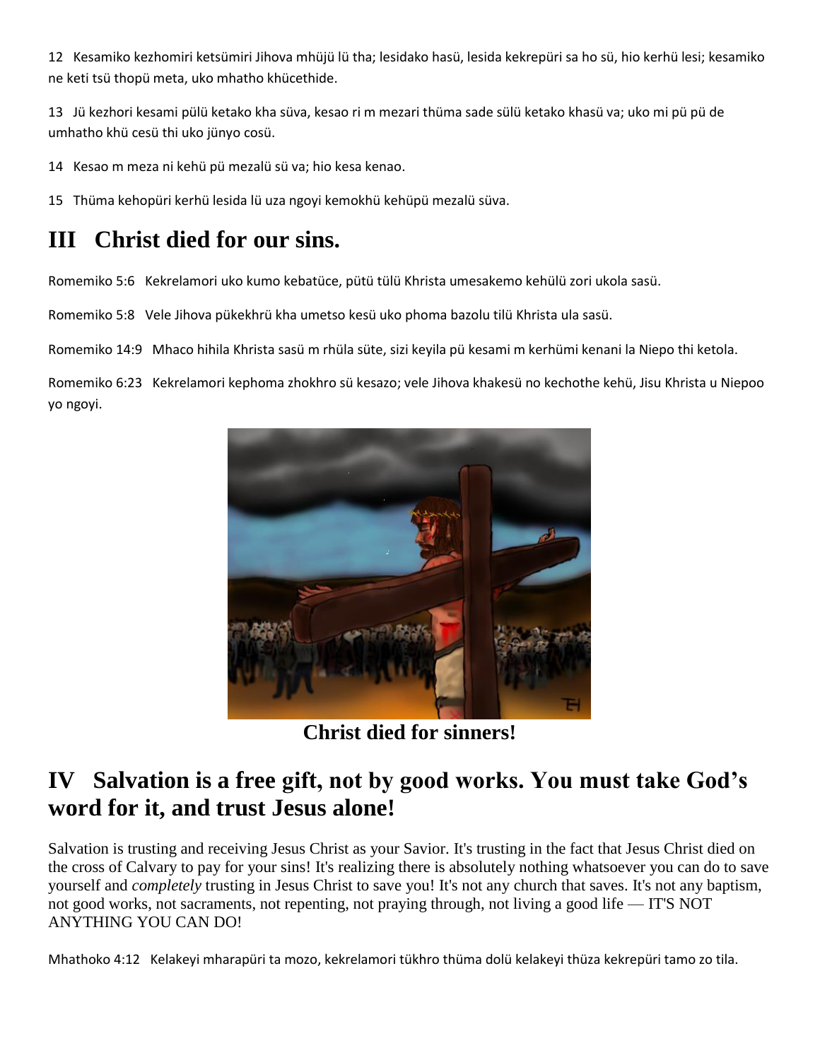12 Kesamiko kezhomiri ketsümiri Jihova mhüjü lü tha; lesidako hasü, lesida kekrepüri sa ho sü, hio kerhü lesi; kesamiko ne keti tsü thopü meta, uko mhatho khücethide.

13 Jü kezhori kesami pülü ketako kha süva, kesao ri m mezari thüma sade sülü ketako khasü va; uko mi pü pü de umhatho khü cesü thi uko jünyo cosü.

14 Kesao m meza ni kehü pü mezalü sü va; hio kesa kenao.

15 Thüma kehopüri kerhü lesida lü uza ngoyi kemokhü kehüpü mezalü süva.

# III Christ died for our sins.

Romemiko 5:6 Kekrelamori uko kumo kebatüce, pütü tülü Khrista umesakemo kehülü zori ukola sasü.

Romemiko 5:8 Vele Jihova pükekhrü kha umetso kesü uko phoma bazolu tilü Khrista ula sasü.

Romemiko 14:9 Mhaco hihila Khrista sasü m rhüla süte, sizi keyila pü kesami m kerhümi kenani la Niepo thi ketola.

Romemiko 6:23 Kekrelamori kephoma zhokhro sü kesazo; vele Jihova khakesü no kechothe kehü, Jisu Khrista u Niepoo yo ngoyi.

**Christ died for sinners!**

# IV Salvation is a free gift, not by good works. You must take God's word for it, and trust Jesus alone!

Salvation is trusting and receiving Jesus Christ as your Savior. It's trusting in the fact that Jesus Christ died on the cross of Calvary to pay for your sins! It's realizing there is absolutely nothing whatsoever you can do to save yourself and *completely* trusting in Jesus Christ to save you! It's not any church that saves. It's not any baptism, not good works, not sacraments, not repenting, not praying through, not living a good life — IT'S NOT ANYTHING YOU CAN DO!

Mhathoko 4:12 Kelakeyi mharapüri ta mozo, kekrelamori tükhro thüma dolü kelakeyi thüza kekrepüri tamo zo tila.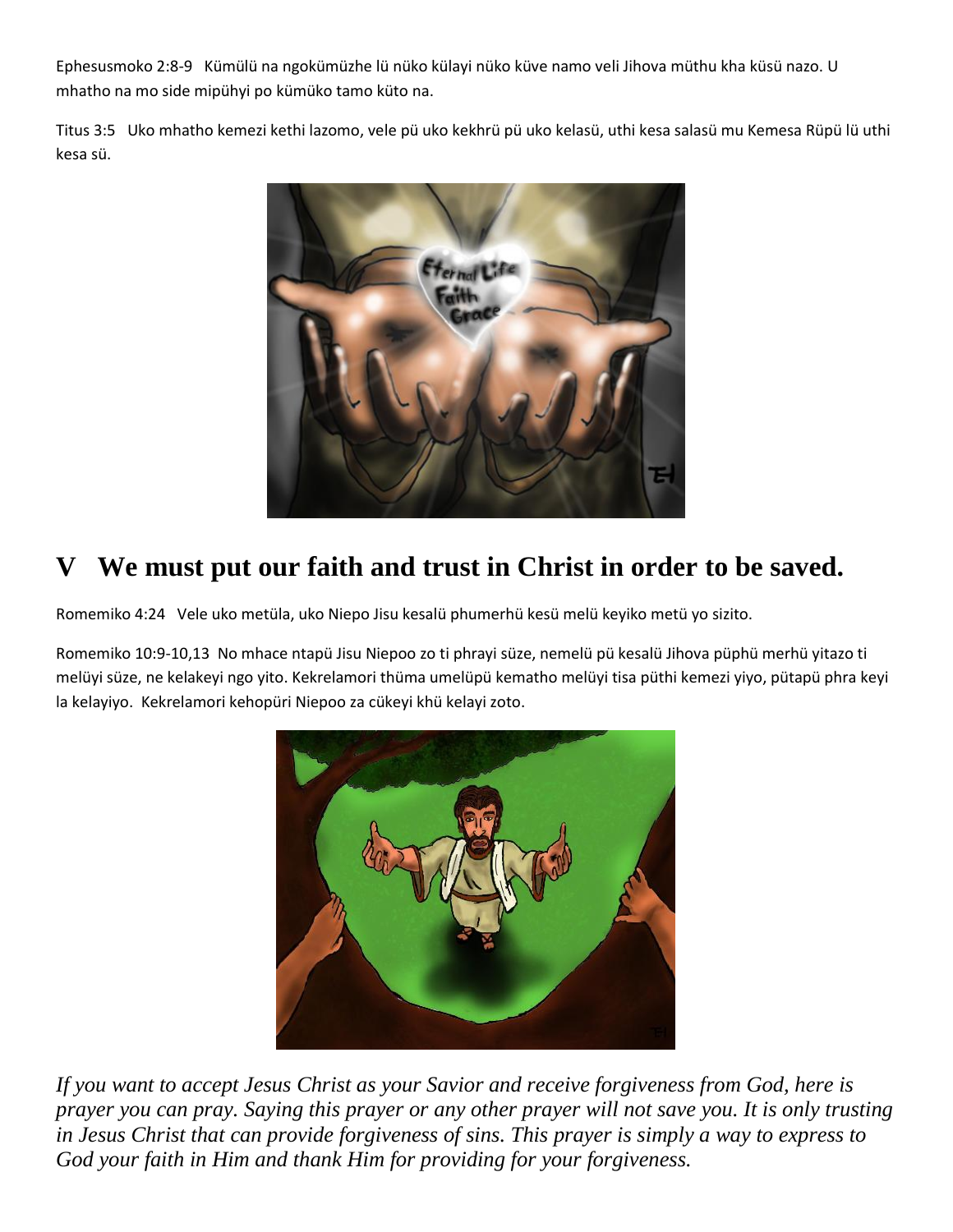Ephesusmoko 2:8-9   Kümülü na ngokümüzhe lü nüko külayi nüko küve namo veli Jihova müthu kha küsü nazo. U mhatho na mo side mipühyi po kümüko tamo küto na.

Titus 3:5   Uko mhatho kemezi kethi lazomo, vele pü uko kekhrü pü uko kelasü, uthi kesa salasü mu Kemesa Rüpü lü uthi kesa sü.

## V   We must put our faith and trust in Christ in order to be saved.

Romemiko 4:24   Vele uko metüla, uko Niepo Jisu kesalü phumerhü kesü melü keyiko metü yo sizito.

Romemiko 10:9-10,13  No mhace ntapü Jisu Niepoo zo ti phrayi süze, nemelü pü kesalü Jihova püphü merhü yitazo ti melüyi süze, ne kelakeyi ngo yito. Kekrelamori thüma umelüpü kematho melüyi tisa püthi kemezi yiyo, pütapü phra keyi la kelayiyo.  Kekrelamori kehopüri Niepoo za cükeyi khü kelayi zoto.

*If you want to accept Jesus Christ as your Savior and receive forgiveness from God, here is prayer you can pray. Saying this prayer or any other prayer will not save you. It is only trusting in Jesus Christ that can provide forgiveness of sins. This prayer is simply a way to express to God your faith in Him and thank Him for providing for your forgiveness.*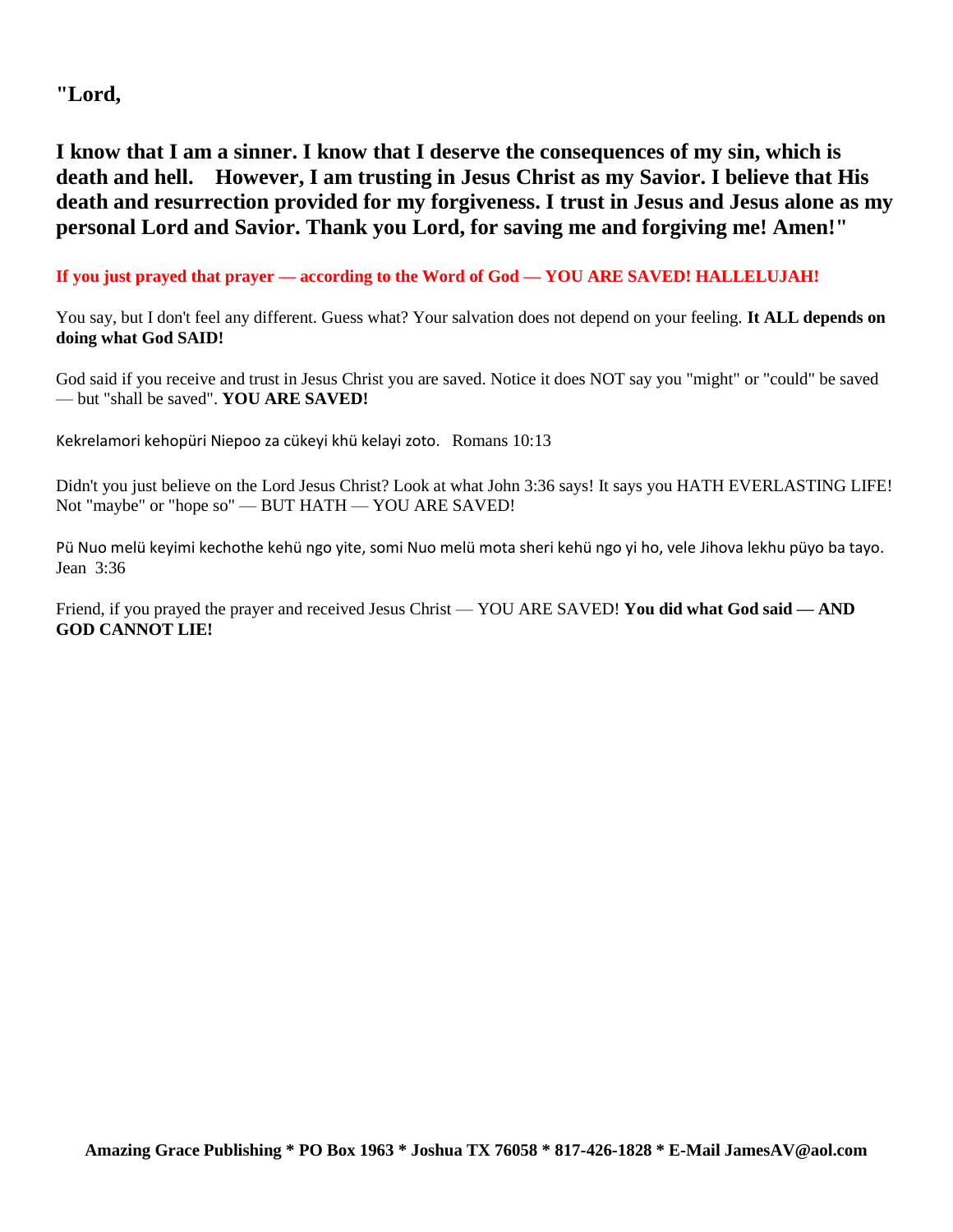**"Lord,**

**I know that I am a sinner. I know that I deserve the consequences of my sin, which is death and hell. However, I am trusting in Jesus Christ as my Savior. I believe that His death and resurrection provided for my forgiveness. I trust in Jesus and Jesus alone as my personal Lord and Savior. Thank you Lord, for saving me and forgiving me! Amen!"**

**If you just prayed that prayer — according to the Word of God — YOU ARE SAVED! HALLELUJAH!**

You say, but I don't feel any different. Guess what? Your salvation does not depend on your feeling. **It ALL depends on doing what God SAID!**

God said if you receive and trust in Jesus Christ you are saved. Notice it does NOT say you "might" or "could" be saved — but "shall be saved". **YOU ARE SAVED!**

Kekrelamori kehopüri Niepoo za cükeyi khü kelayi zoto. Romans 10:13

Didn't you just believe on the Lord Jesus Christ? Look at what John 3:36 says! It says you HATH EVERLASTING LIFE! Not "maybe" or "hope so" — BUT HATH — YOU ARE SAVED!

Pü Nuo melü keyimi kechothe kehü ngo yite, somi Nuo melü mota sheri kehü ngo yi ho, vele Jihova lekhu püyo ba tayo. Jean 3:36

Friend, if you prayed the prayer and received Jesus Christ — YOU ARE SAVED! **You did what God said — AND GOD CANNOT LIE!**

**Amazing Grace Publishing * PO Box 1963 * Joshua TX 76058 * 817-426-1828 * E-Mail JamesAV@aol.com**